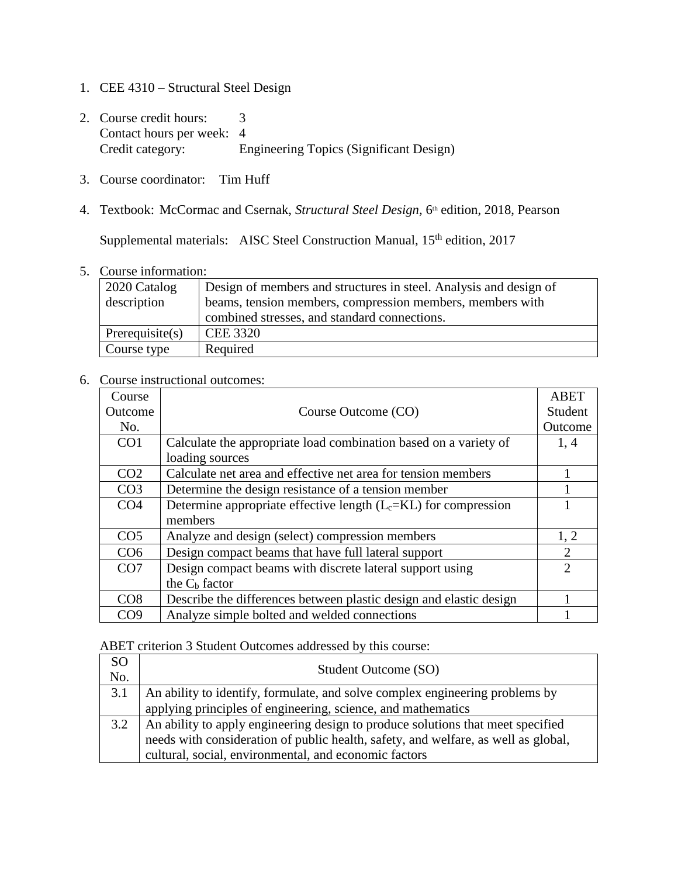1. CEE 4310 – Structural Steel Design

2. Course credit hours: 3
   Contact hours per week: 4
   Credit category: Engineering Topics (Significant Design)

3. Course coordinator: Tim Huff

4. Textbook: McCormac and Csernak, *Structural Steel Design*, 6th edition, 2018, Pearson

   Supplemental materials: AISC Steel Construction Manual, 15th edition, 2017

5. Course information:

| 2020 Catalog description | Design of members and structures in steel. Analysis and design of beams, tension members, compression members, members with combined stresses, and standard connections. |
|---|---|
| Prerequisite(s) | CEE 3320 |
| Course type | Required |

6. Course instructional outcomes:

| Course Outcome No. | Course Outcome (CO) | ABET Student Outcome |
|---|---|---|
| CO1 | Calculate the appropriate load combination based on a variety of loading sources | 1, 4 |
| CO2 | Calculate net area and effective net area for tension members | 1 |
| CO3 | Determine the design resistance of a tension member | 1 |
| CO4 | Determine appropriate effective length ($L_c$=KL) for compression members | 1 |
| CO5 | Analyze and design (select) compression members | 1, 2 |
| CO6 | Design compact beams that have full lateral support | 2 |
| CO7 | Design compact beams with discrete lateral support using the $C_b$ factor | 2 |
| CO8 | Describe the differences between plastic design and elastic design | 1 |
| CO9 | Analyze simple bolted and welded connections | 1 |

ABET criterion 3 Student Outcomes addressed by this course:

| SO No. | Student Outcome (SO) |
|---|---|
| 3.1 | An ability to identify, formulate, and solve complex engineering problems by applying principles of engineering, science, and mathematics |
| 3.2 | An ability to apply engineering design to produce solutions that meet specified needs with consideration of public health, safety, and welfare, as well as global, cultural, social, environmental, and economic factors |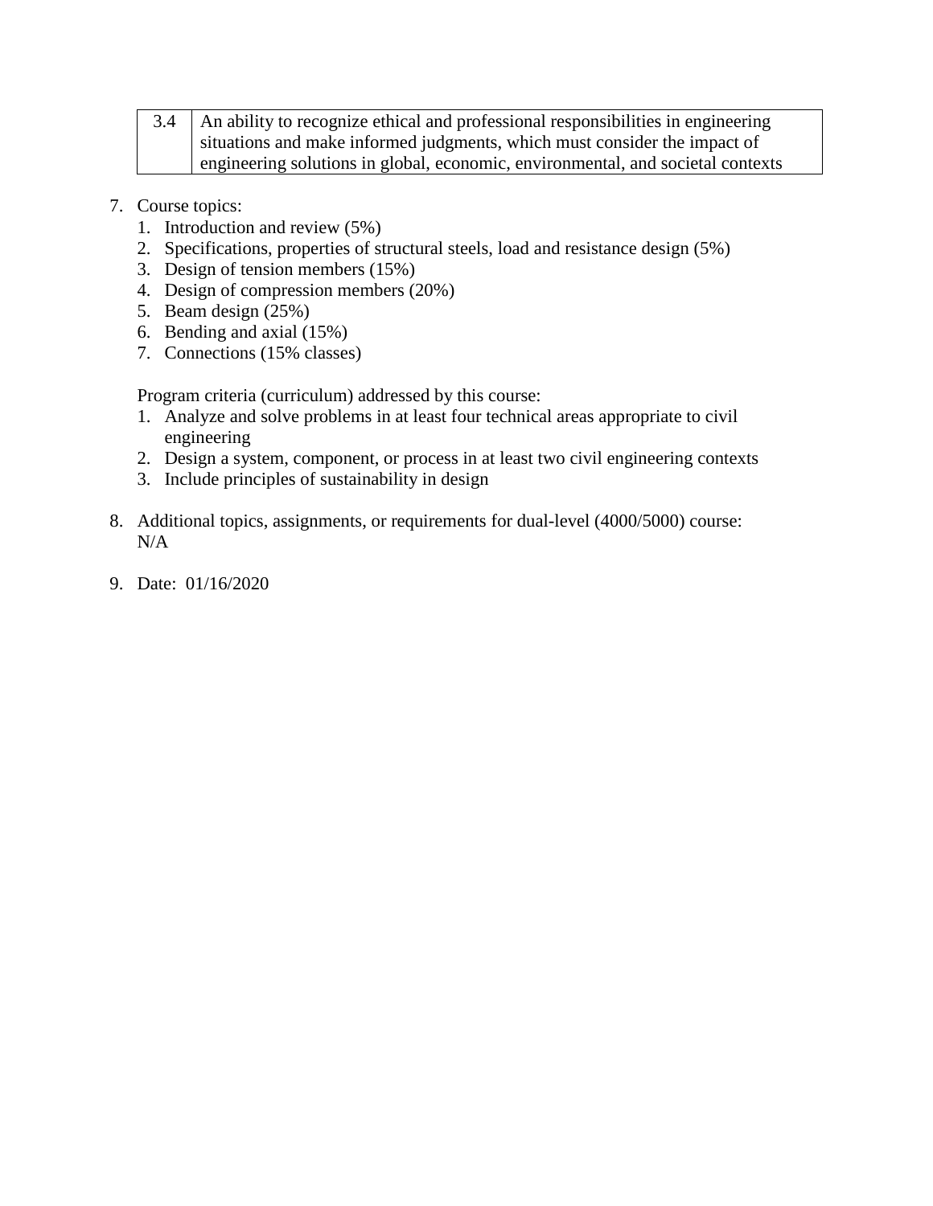| | |
|---|---|
| 3.4 | An ability to recognize ethical and professional responsibilities in engineering situations and make informed judgments, which must consider the impact of engineering solutions in global, economic, environmental, and societal contexts |

7. Course topics:
   1. Introduction and review (5%)
   2. Specifications, properties of structural steels, load and resistance design (5%)
   3. Design of tension members (15%)
   4. Design of compression members (20%)
   5. Beam design (25%)
   6. Bending and axial (15%)
   7. Connections (15% classes)

   Program criteria (curriculum) addressed by this course:
   1. Analyze and solve problems in at least four technical areas appropriate to civil engineering
   2. Design a system, component, or process in at least two civil engineering contexts
   3. Include principles of sustainability in design

8. Additional topics, assignments, or requirements for dual-level (4000/5000) course: N/A

9. Date: 01/16/2020